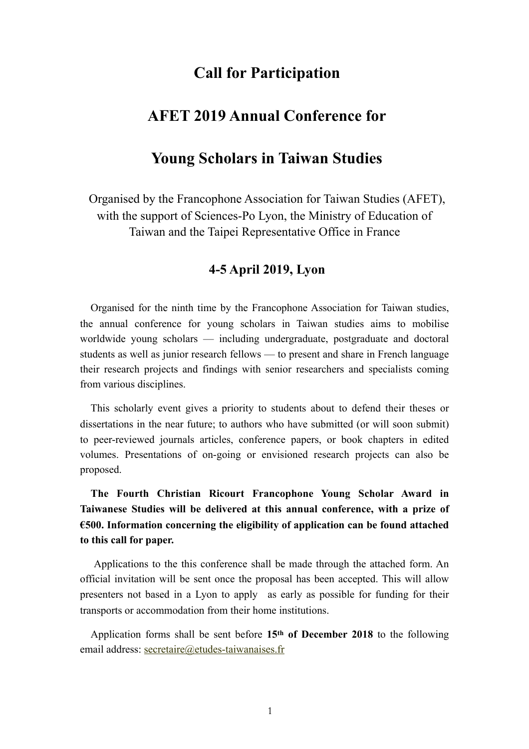# Call for Participation

# AFET 2019 Annual Conference for

# Young Scholars in Taiwan Studies

Organised by the Francophone Association for Taiwan Studies (AFET), with the support of Sciences-Po Lyon, the Ministry of Education of Taiwan and the Taipei Representative Office in France

## 4-5 April 2019, Lyon

Organised for the ninth time by the Francophone Association for Taiwan studies, the annual conference for young scholars in Taiwan studies aims to mobilise worldwide young scholars — including undergraduate, postgraduate and doctoral students as well as junior research fellows — to present and share in French language their research projects and findings with senior researchers and specialists coming from various disciplines.

This scholarly event gives a priority to students about to defend their theses or dissertations in the near future; to authors who have submitted (or will soon submit) to peer-reviewed journals articles, conference papers, or book chapters in edited volumes. Presentations of on-going or envisioned research projects can also be proposed.

**The Fourth Christian Ricourt Francophone Young Scholar Award in Taiwanese Studies will be delivered at this annual conference, with a prize of €500. Information concerning the eligibility of application can be found attached to this call for paper.**

Applications to the this conference shall be made through the attached form. An official invitation will be sent once the proposal has been accepted. This will allow presenters not based in a Lyon to apply as early as possible for funding for their transports or accommodation from their home institutions.

Application forms shall be sent before **15th of December 2018** to the following email address: secretaire@etudes-taiwanaises.fr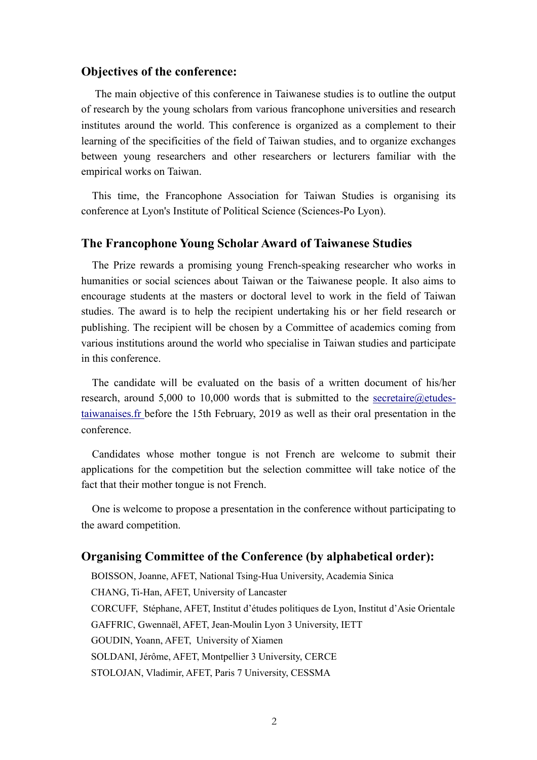## Objectives of the conference:

The main objective of this conference in Taiwanese studies is to outline the output of research by the young scholars from various francophone universities and research institutes around the world. This conference is organized as a complement to their learning of the specificities of the field of Taiwan studies, and to organize exchanges between young researchers and other researchers or lecturers familiar with the empirical works on Taiwan.

This time, the Francophone Association for Taiwan Studies is organising its conference at Lyon's Institute of Political Science (Sciences-Po Lyon).

## The Francophone Young Scholar Award of Taiwanese Studies

The Prize rewards a promising young French-speaking researcher who works in humanities or social sciences about Taiwan or the Taiwanese people. It also aims to encourage students at the masters or doctoral level to work in the field of Taiwan studies. The award is to help the recipient undertaking his or her field research or publishing. The recipient will be chosen by a Committee of academics coming from various institutions around the world who specialise in Taiwan studies and participate in this conference.

The candidate will be evaluated on the basis of a written document of his/her research, around 5,000 to 10,000 words that is submitted to the secretaire@etudes-taiwanaises.fr before the 15th February, 2019 as well as their oral presentation in the conference.

Candidates whose mother tongue is not French are welcome to submit their applications for the competition but the selection committee will take notice of the fact that their mother tongue is not French.

One is welcome to propose a presentation in the conference without participating to the award competition.

## Organising Committee of the Conference (by alphabetical order):

BOISSON, Joanne, AFET, National Tsing-Hua University, Academia Sinica  
CHANG, Ti-Han, AFET, University of Lancaster  
CORCUFF, Stéphane, AFET, Institut d'études politiques de Lyon, Institut d'Asie Orientale  
GAFFRIC, Gwennaël, AFET, Jean-Moulin Lyon 3 University, IETT  
GOUDIN, Yoann, AFET, University of Xiamen  
SOLDANI, Jérôme, AFET, Montpellier 3 University, CERCE  
STOLOJAN, Vladimir, AFET, Paris 7 University, CESSMA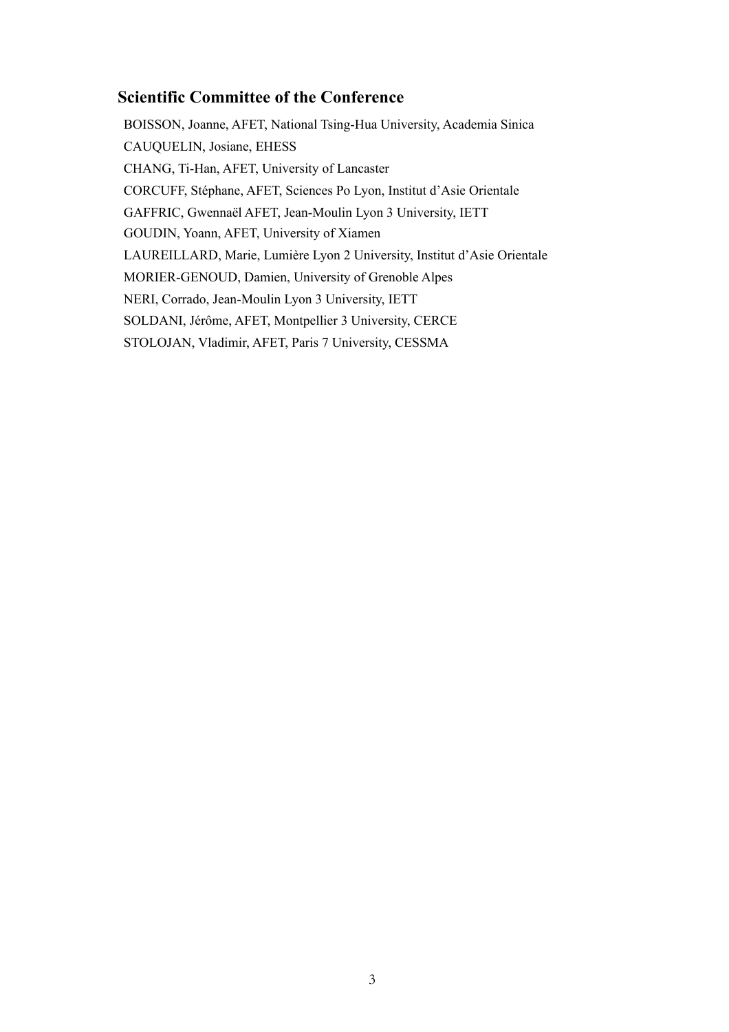## Scientific Committee of the Conference

BOISSON, Joanne, AFET, National Tsing-Hua University, Academia Sinica

CAUQUELIN, Josiane, EHESS

CHANG, Ti-Han, AFET, University of Lancaster

CORCUFF, Stéphane, AFET, Sciences Po Lyon, Institut d'Asie Orientale

GAFFRIC, Gwennaël AFET, Jean-Moulin Lyon 3 University, IETT

GOUDIN, Yoann, AFET, University of Xiamen

LAUREILLARD, Marie, Lumière Lyon 2 University, Institut d'Asie Orientale

MORIER-GENOUD, Damien, University of Grenoble Alpes

NERI, Corrado, Jean-Moulin Lyon 3 University, IETT

SOLDANI, Jérôme, AFET, Montpellier 3 University, CERCE

STOLOJAN, Vladimir, AFET, Paris 7 University, CESSMA